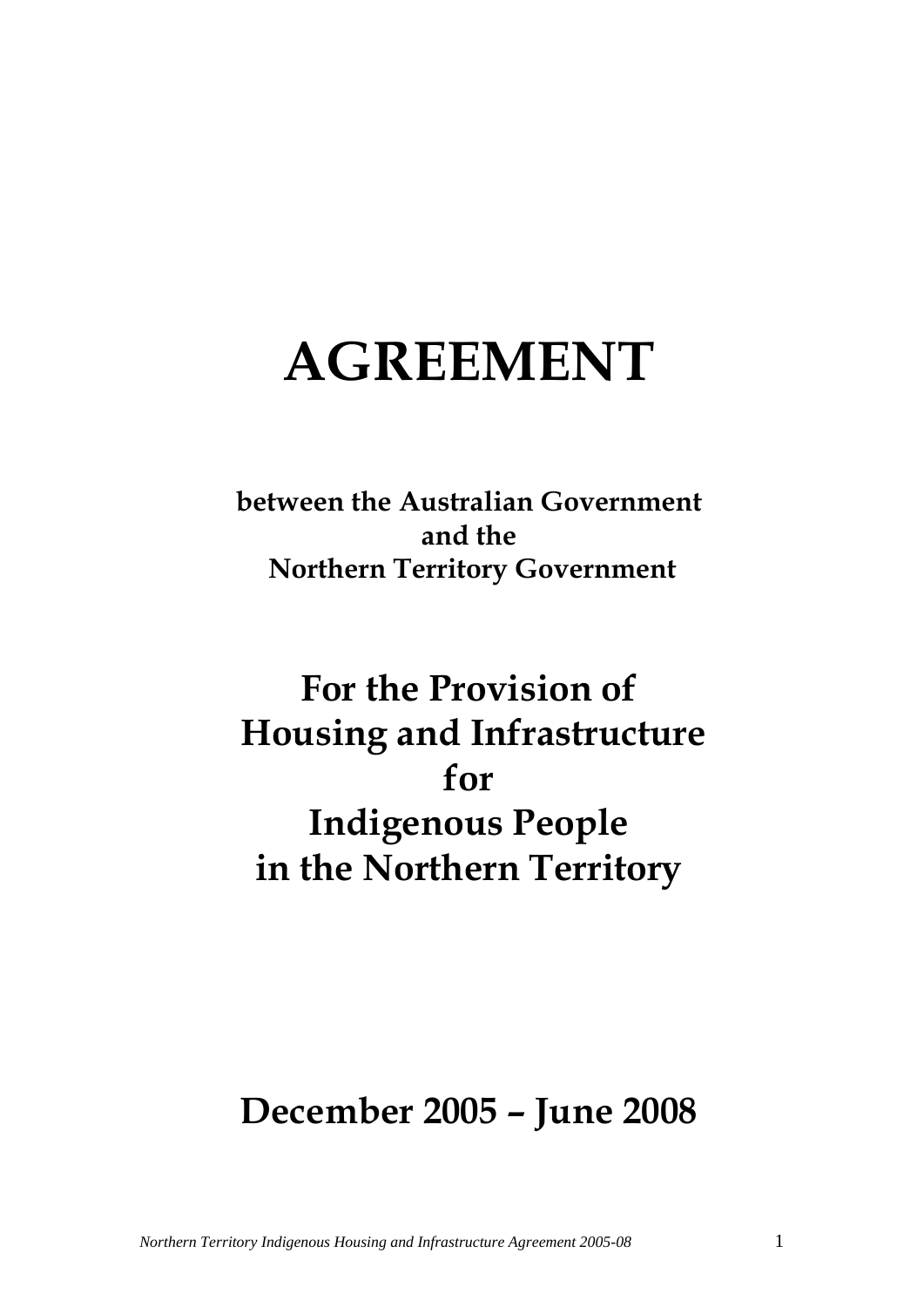# AGREEMENT

**between the Australian Government and the Northern Territory Government**

## For the Provision of Housing and Infrastructure for Indigenous People in the Northern Territory

## December 2005 – June 2008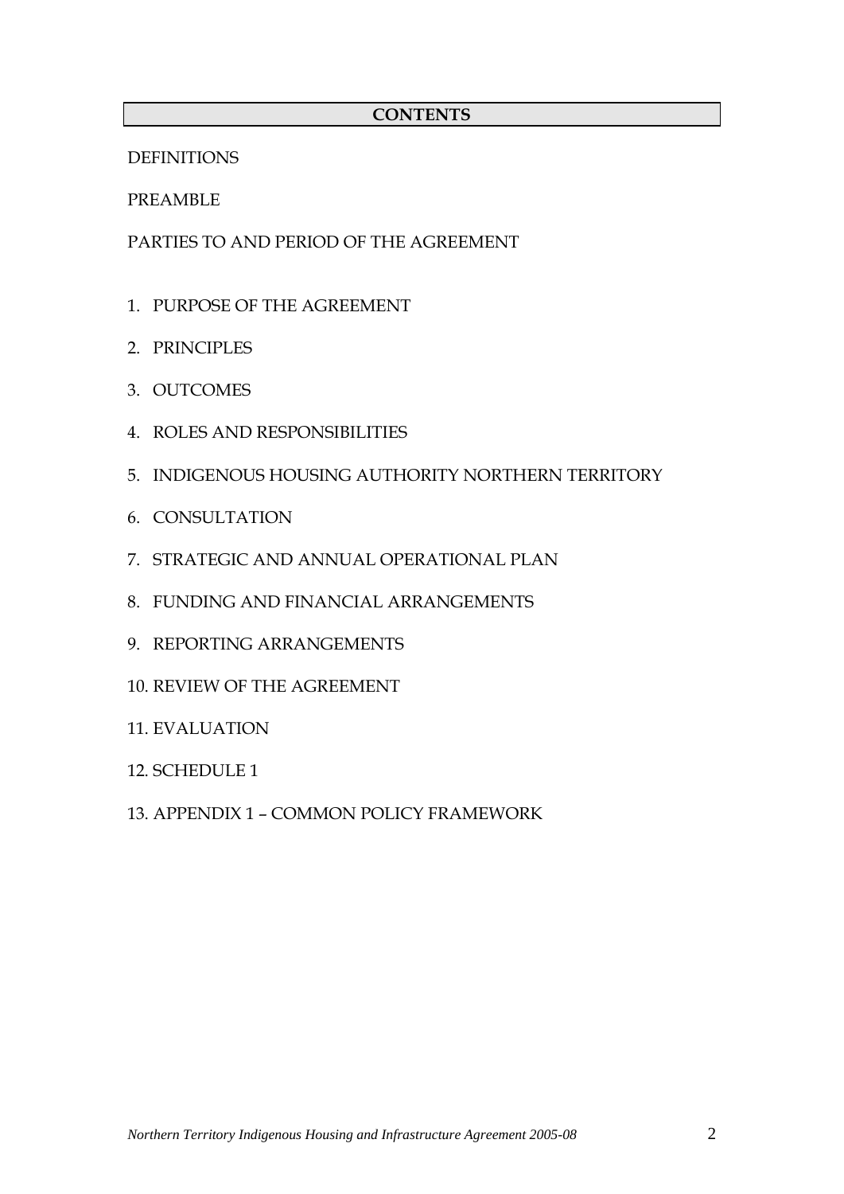## CONTENTS

DEFINITIONS

PREAMBLE

PARTIES TO AND PERIOD OF THE AGREEMENT

1. PURPOSE OF THE AGREEMENT
2. PRINCIPLES
3. OUTCOMES
4. ROLES AND RESPONSIBILITIES
5. INDIGENOUS HOUSING AUTHORITY NORTHERN TERRITORY
6. CONSULTATION
7. STRATEGIC AND ANNUAL OPERATIONAL PLAN
8. FUNDING AND FINANCIAL ARRANGEMENTS
9. REPORTING ARRANGEMENTS
10. REVIEW OF THE AGREEMENT
11. EVALUATION
12. SCHEDULE 1
13. APPENDIX 1 – COMMON POLICY FRAMEWORK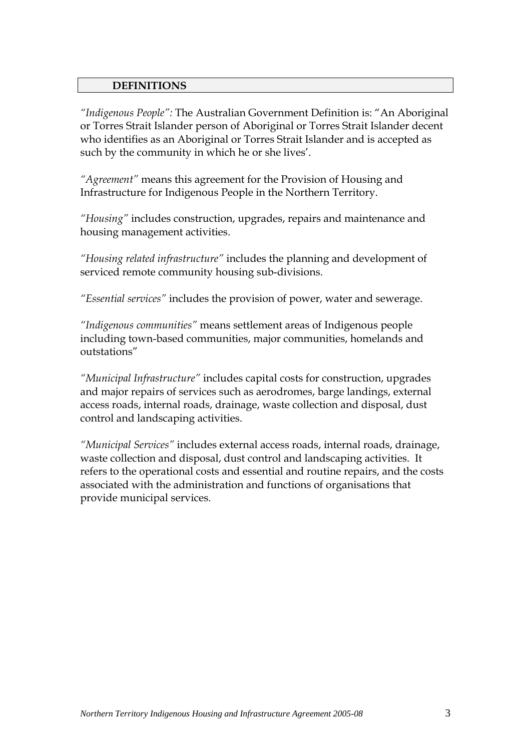## DEFINITIONS

*"Indigenous People":* The Australian Government Definition is: "An Aboriginal or Torres Strait Islander person of Aboriginal or Torres Strait Islander decent who identifies as an Aboriginal or Torres Strait Islander and is accepted as such by the community in which he or she lives'.

*"Agreement"* means this agreement for the Provision of Housing and Infrastructure for Indigenous People in the Northern Territory.

*"Housing"* includes construction, upgrades, repairs and maintenance and housing management activities.

*"Housing related infrastructure"* includes the planning and development of serviced remote community housing sub-divisions.

*"Essential services"* includes the provision of power, water and sewerage.

*"Indigenous communities"* means settlement areas of Indigenous people including town-based communities, major communities, homelands and outstations"

*"Municipal Infrastructure"* includes capital costs for construction, upgrades and major repairs of services such as aerodromes, barge landings, external access roads, internal roads, drainage, waste collection and disposal, dust control and landscaping activities.

*"Municipal Services"* includes external access roads, internal roads, drainage, waste collection and disposal, dust control and landscaping activities. It refers to the operational costs and essential and routine repairs, and the costs associated with the administration and functions of organisations that provide municipal services.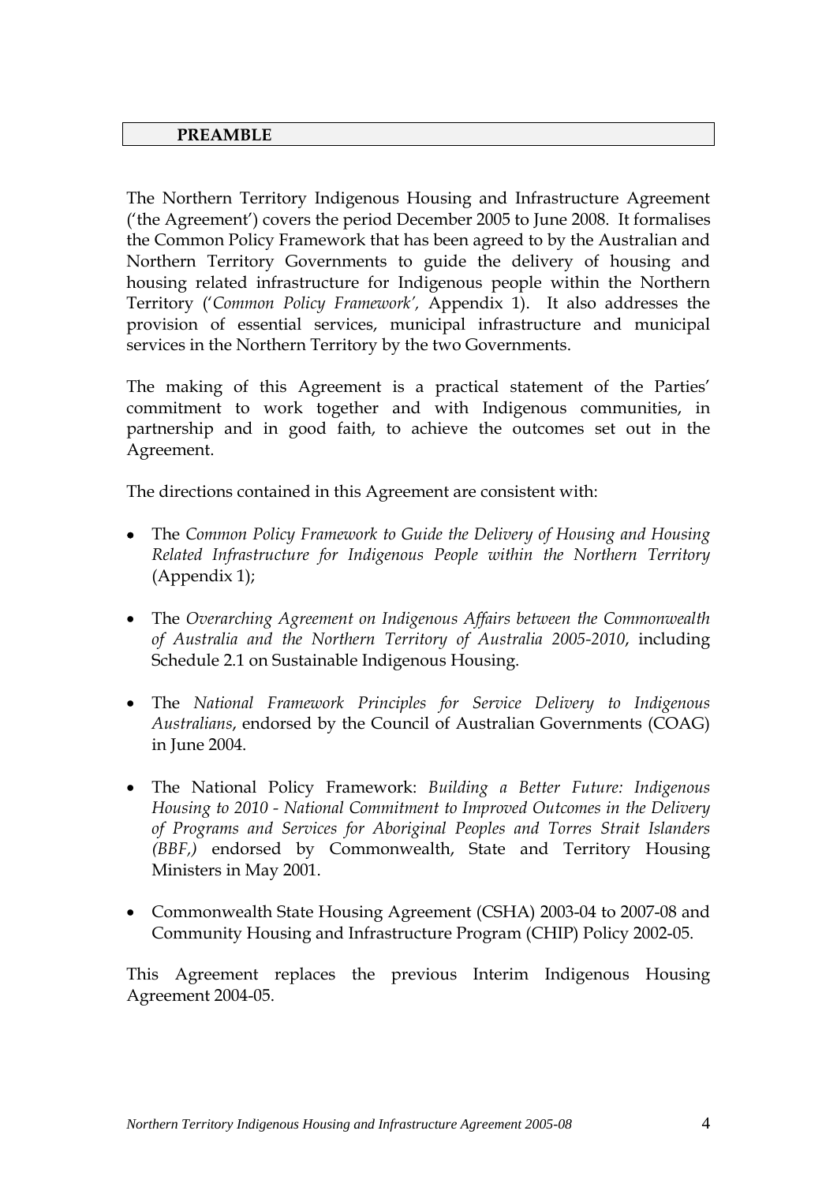## PREAMBLE

The Northern Territory Indigenous Housing and Infrastructure Agreement ('the Agreement') covers the period December 2005 to June 2008. It formalises the Common Policy Framework that has been agreed to by the Australian and Northern Territory Governments to guide the delivery of housing and housing related infrastructure for Indigenous people within the Northern Territory ('*Common Policy Framework'*, Appendix 1). It also addresses the provision of essential services, municipal infrastructure and municipal services in the Northern Territory by the two Governments.

The making of this Agreement is a practical statement of the Parties' commitment to work together and with Indigenous communities, in partnership and in good faith, to achieve the outcomes set out in the Agreement.

The directions contained in this Agreement are consistent with:

- The *Common Policy Framework to Guide the Delivery of Housing and Housing Related Infrastructure for Indigenous People within the Northern Territory* (Appendix 1);
- The *Overarching Agreement on Indigenous Affairs between the Commonwealth of Australia and the Northern Territory of Australia 2005-2010*, including Schedule 2.1 on Sustainable Indigenous Housing.
- The *National Framework Principles for Service Delivery to Indigenous Australians*, endorsed by the Council of Australian Governments (COAG) in June 2004.
- The National Policy Framework: *Building a Better Future: Indigenous Housing to 2010 - National Commitment to Improved Outcomes in the Delivery of Programs and Services for Aboriginal Peoples and Torres Strait Islanders (BBF,)* endorsed by Commonwealth, State and Territory Housing Ministers in May 2001.
- Commonwealth State Housing Agreement (CSHA) 2003-04 to 2007-08 and Community Housing and Infrastructure Program (CHIP) Policy 2002-05.

This Agreement replaces the previous Interim Indigenous Housing Agreement 2004-05.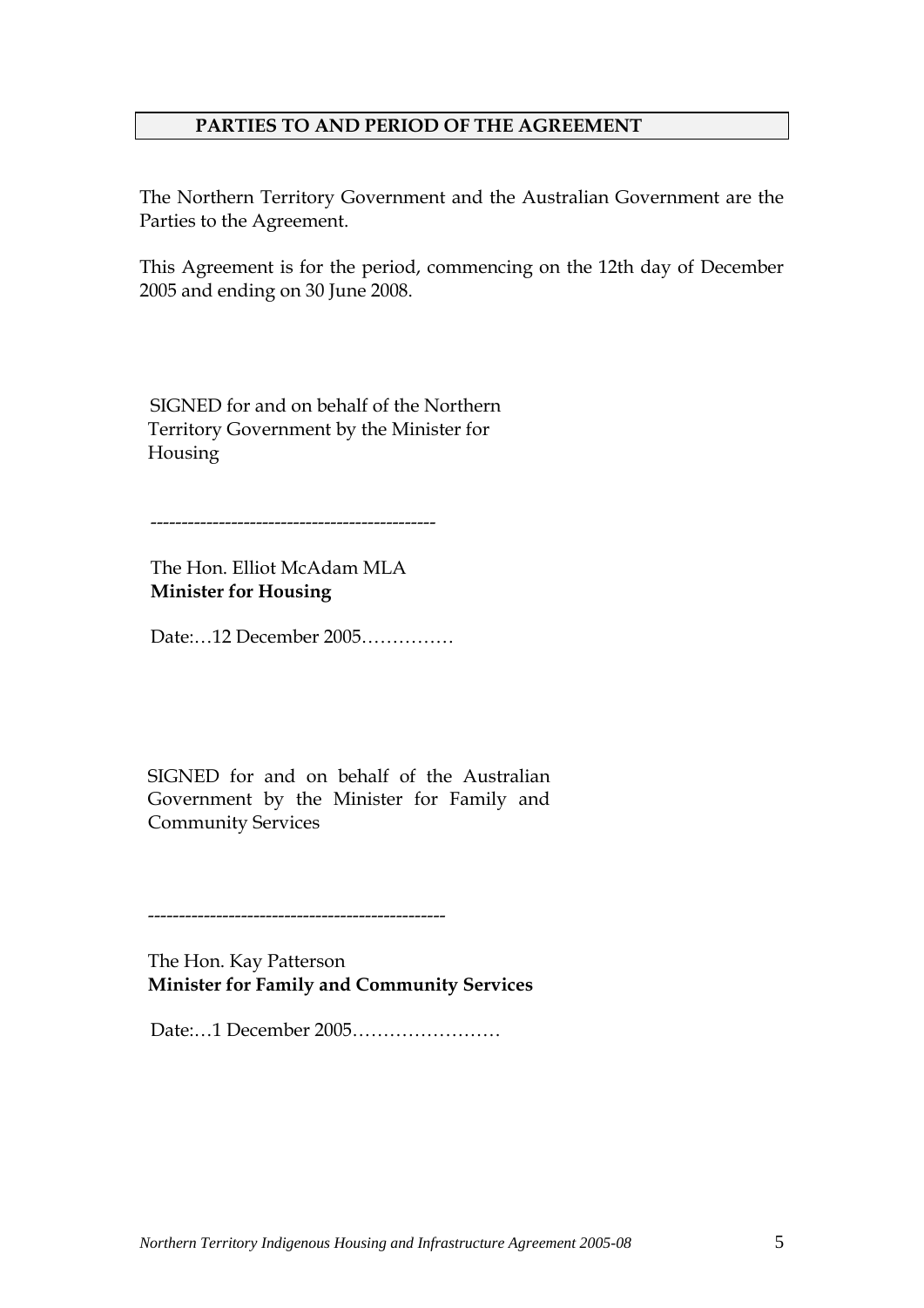## PARTIES TO AND PERIOD OF THE AGREEMENT

The Northern Territory Government and the Australian Government are the Parties to the Agreement.

This Agreement is for the period, commencing on the 12th day of December 2005 and ending on 30 June 2008.

SIGNED for and on behalf of the Northern Territory Government by the Minister for Housing

---------------------------------------------

The Hon. Elliot McAdam MLA
**Minister for Housing**

Date:…12 December 2005……………

SIGNED for and on behalf of the Australian Government by the Minister for Family and Community Services

-----------------------------------------------

The Hon. Kay Patterson
**Minister for Family and Community Services**

Date:…1 December 2005……………………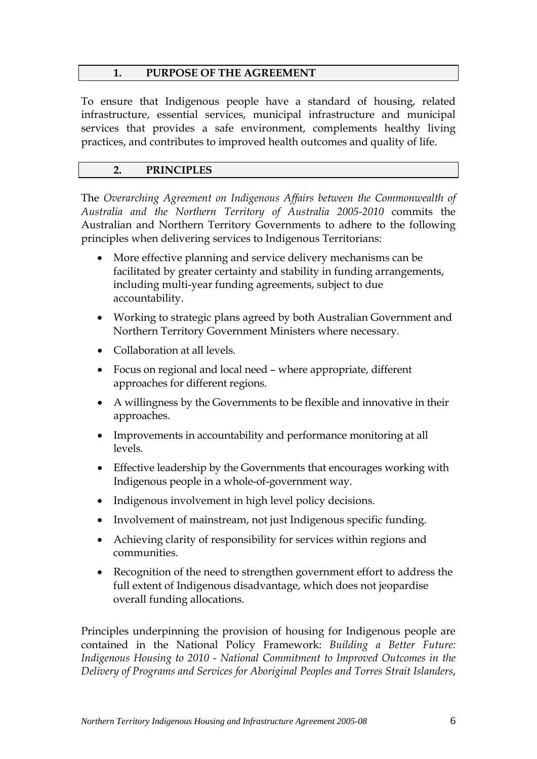## 1. PURPOSE OF THE AGREEMENT

To ensure that Indigenous people have a standard of housing, related infrastructure, essential services, municipal infrastructure and municipal services that provides a safe environment, complements healthy living practices, and contributes to improved health outcomes and quality of life.

## 2. PRINCIPLES

The *Overarching Agreement on Indigenous Affairs between the Commonwealth of Australia and the Northern Territory of Australia 2005-2010* commits the Australian and Northern Territory Governments to adhere to the following principles when delivering services to Indigenous Territorians:

- More effective planning and service delivery mechanisms can be facilitated by greater certainty and stability in funding arrangements, including multi-year funding agreements, subject to due accountability.
- Working to strategic plans agreed by both Australian Government and Northern Territory Government Ministers where necessary.
- Collaboration at all levels.
- Focus on regional and local need – where appropriate, different approaches for different regions.
- A willingness by the Governments to be flexible and innovative in their approaches.
- Improvements in accountability and performance monitoring at all levels.
- Effective leadership by the Governments that encourages working with Indigenous people in a whole-of-government way.
- Indigenous involvement in high level policy decisions.
- Involvement of mainstream, not just Indigenous specific funding.
- Achieving clarity of responsibility for services within regions and communities.
- Recognition of the need to strengthen government effort to address the full extent of Indigenous disadvantage, which does not jeopardise overall funding allocations.

Principles underpinning the provision of housing for Indigenous people are contained in the National Policy Framework: *Building a Better Future: Indigenous Housing to 2010 - National Commitment to Improved Outcomes in the Delivery of Programs and Services for Aboriginal Peoples and Torres Strait Islanders*,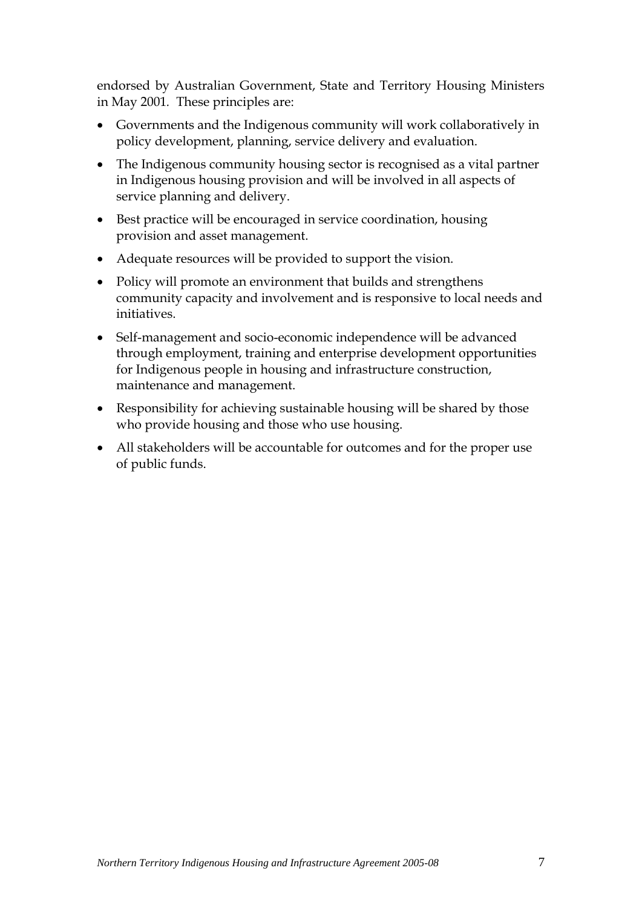endorsed by Australian Government, State and Territory Housing Ministers in May 2001. These principles are:

- Governments and the Indigenous community will work collaboratively in policy development, planning, service delivery and evaluation.
- The Indigenous community housing sector is recognised as a vital partner in Indigenous housing provision and will be involved in all aspects of service planning and delivery.
- Best practice will be encouraged in service coordination, housing provision and asset management.
- Adequate resources will be provided to support the vision.
- Policy will promote an environment that builds and strengthens community capacity and involvement and is responsive to local needs and initiatives.
- Self-management and socio-economic independence will be advanced through employment, training and enterprise development opportunities for Indigenous people in housing and infrastructure construction, maintenance and management.
- Responsibility for achieving sustainable housing will be shared by those who provide housing and those who use housing.
- All stakeholders will be accountable for outcomes and for the proper use of public funds.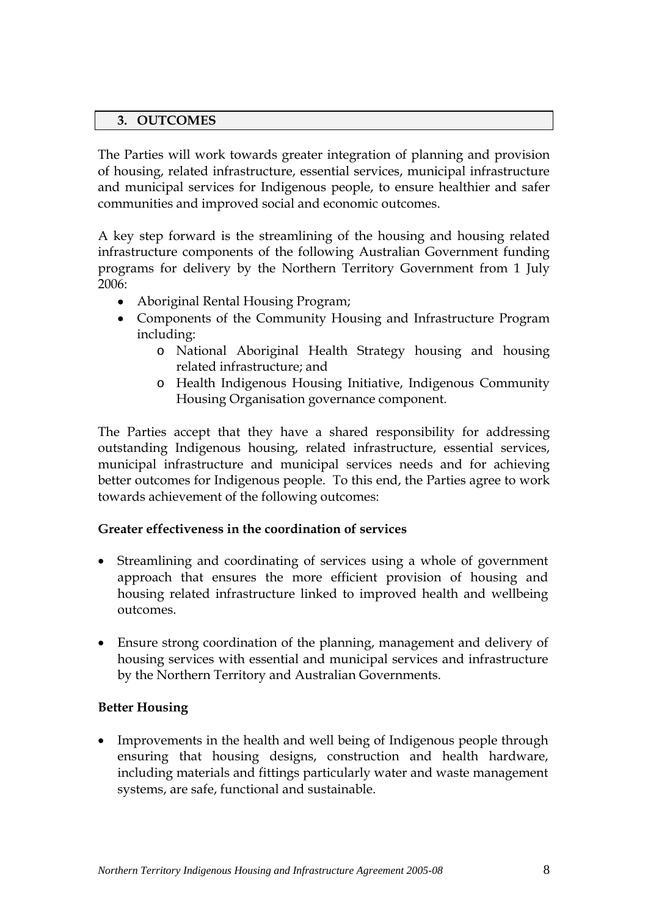## 3. OUTCOMES

The Parties will work towards greater integration of planning and provision of housing, related infrastructure, essential services, municipal infrastructure and municipal services for Indigenous people, to ensure healthier and safer communities and improved social and economic outcomes.

A key step forward is the streamlining of the housing and housing related infrastructure components of the following Australian Government funding programs for delivery by the Northern Territory Government from 1 July 2006:

- Aboriginal Rental Housing Program;
- Components of the Community Housing and Infrastructure Program including:
  - National Aboriginal Health Strategy housing and housing related infrastructure; and
  - Health Indigenous Housing Initiative, Indigenous Community Housing Organisation governance component.

The Parties accept that they have a shared responsibility for addressing outstanding Indigenous housing, related infrastructure, essential services, municipal infrastructure and municipal services needs and for achieving better outcomes for Indigenous people. To this end, the Parties agree to work towards achievement of the following outcomes:

**Greater effectiveness in the coordination of services**

- Streamlining and coordinating of services using a whole of government approach that ensures the more efficient provision of housing and housing related infrastructure linked to improved health and wellbeing outcomes.

- Ensure strong coordination of the planning, management and delivery of housing services with essential and municipal services and infrastructure by the Northern Territory and Australian Governments.

**Better Housing**

- Improvements in the health and well being of Indigenous people through ensuring that housing designs, construction and health hardware, including materials and fittings particularly water and waste management systems, are safe, functional and sustainable.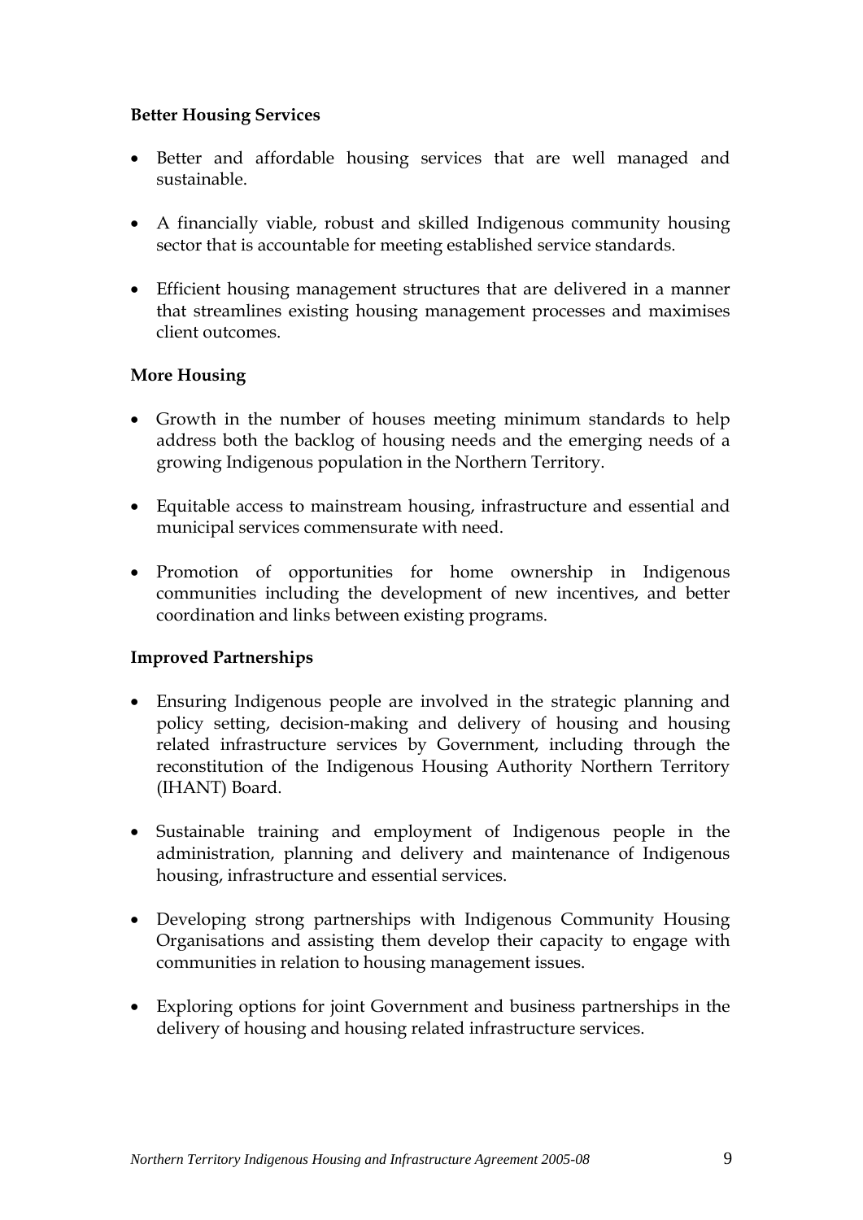**Better Housing Services**

- Better and affordable housing services that are well managed and sustainable.

- A financially viable, robust and skilled Indigenous community housing sector that is accountable for meeting established service standards.

- Efficient housing management structures that are delivered in a manner that streamlines existing housing management processes and maximises client outcomes.

**More Housing**

- Growth in the number of houses meeting minimum standards to help address both the backlog of housing needs and the emerging needs of a growing Indigenous population in the Northern Territory.

- Equitable access to mainstream housing, infrastructure and essential and municipal services commensurate with need.

- Promotion of opportunities for home ownership in Indigenous communities including the development of new incentives, and better coordination and links between existing programs.

**Improved Partnerships**

- Ensuring Indigenous people are involved in the strategic planning and policy setting, decision-making and delivery of housing and housing related infrastructure services by Government, including through the reconstitution of the Indigenous Housing Authority Northern Territory (IHANT) Board.

- Sustainable training and employment of Indigenous people in the administration, planning and delivery and maintenance of Indigenous housing, infrastructure and essential services.

- Developing strong partnerships with Indigenous Community Housing Organisations and assisting them develop their capacity to engage with communities in relation to housing management issues.

- Exploring options for joint Government and business partnerships in the delivery of housing and housing related infrastructure services.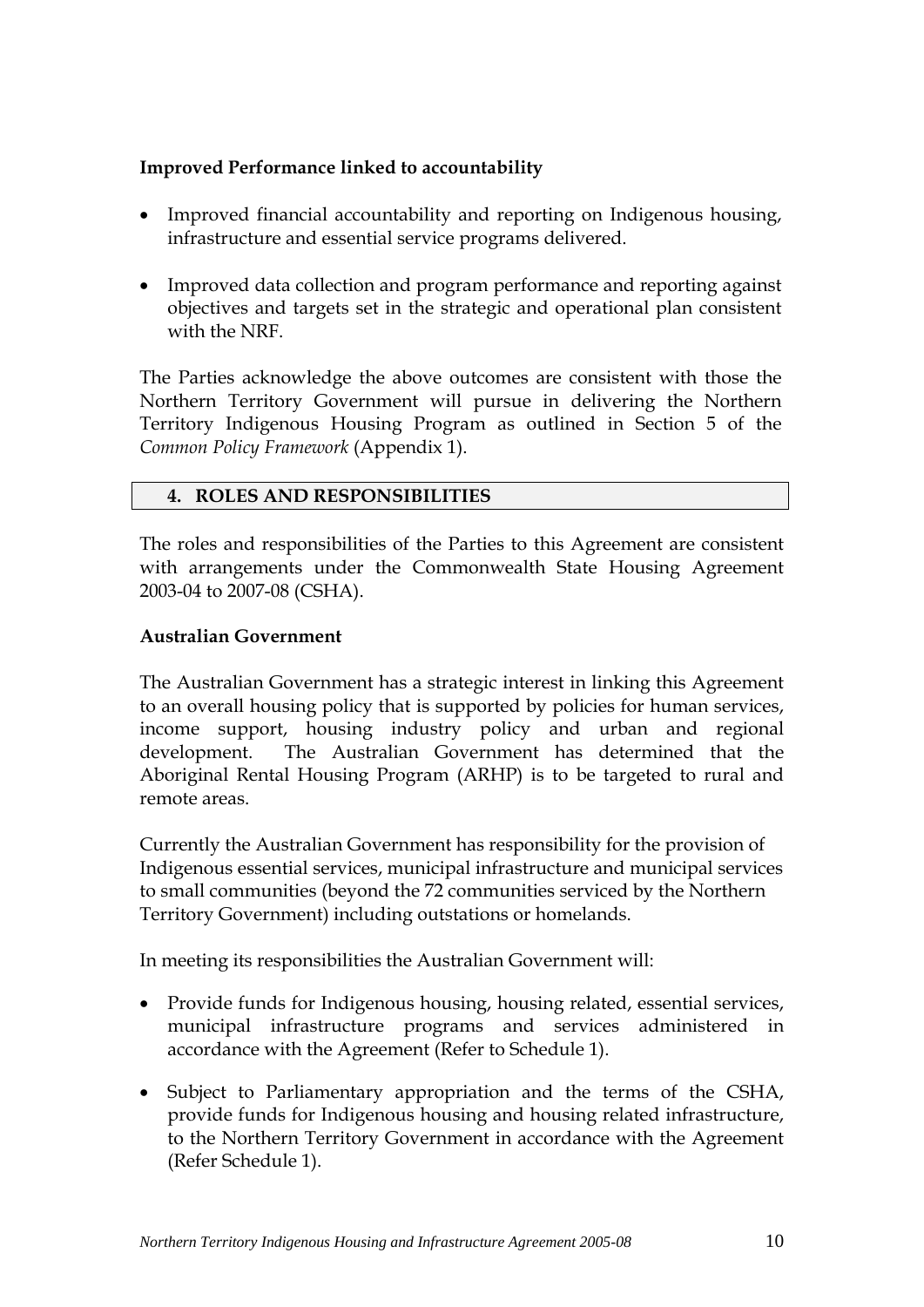**Improved Performance linked to accountability**

- Improved financial accountability and reporting on Indigenous housing, infrastructure and essential service programs delivered.
- Improved data collection and program performance and reporting against objectives and targets set in the strategic and operational plan consistent with the NRF.

The Parties acknowledge the above outcomes are consistent with those the Northern Territory Government will pursue in delivering the Northern Territory Indigenous Housing Program as outlined in Section 5 of the *Common Policy Framework* (Appendix 1).

## 4. ROLES AND RESPONSIBILITIES

The roles and responsibilities of the Parties to this Agreement are consistent with arrangements under the Commonwealth State Housing Agreement 2003-04 to 2007-08 (CSHA).

**Australian Government**

The Australian Government has a strategic interest in linking this Agreement to an overall housing policy that is supported by policies for human services, income support, housing industry policy and urban and regional development. The Australian Government has determined that the Aboriginal Rental Housing Program (ARHP) is to be targeted to rural and remote areas.

Currently the Australian Government has responsibility for the provision of Indigenous essential services, municipal infrastructure and municipal services to small communities (beyond the 72 communities serviced by the Northern Territory Government) including outstations or homelands.

In meeting its responsibilities the Australian Government will:

- Provide funds for Indigenous housing, housing related, essential services, municipal infrastructure programs and services administered in accordance with the Agreement (Refer to Schedule 1).
- Subject to Parliamentary appropriation and the terms of the CSHA, provide funds for Indigenous housing and housing related infrastructure, to the Northern Territory Government in accordance with the Agreement (Refer Schedule 1).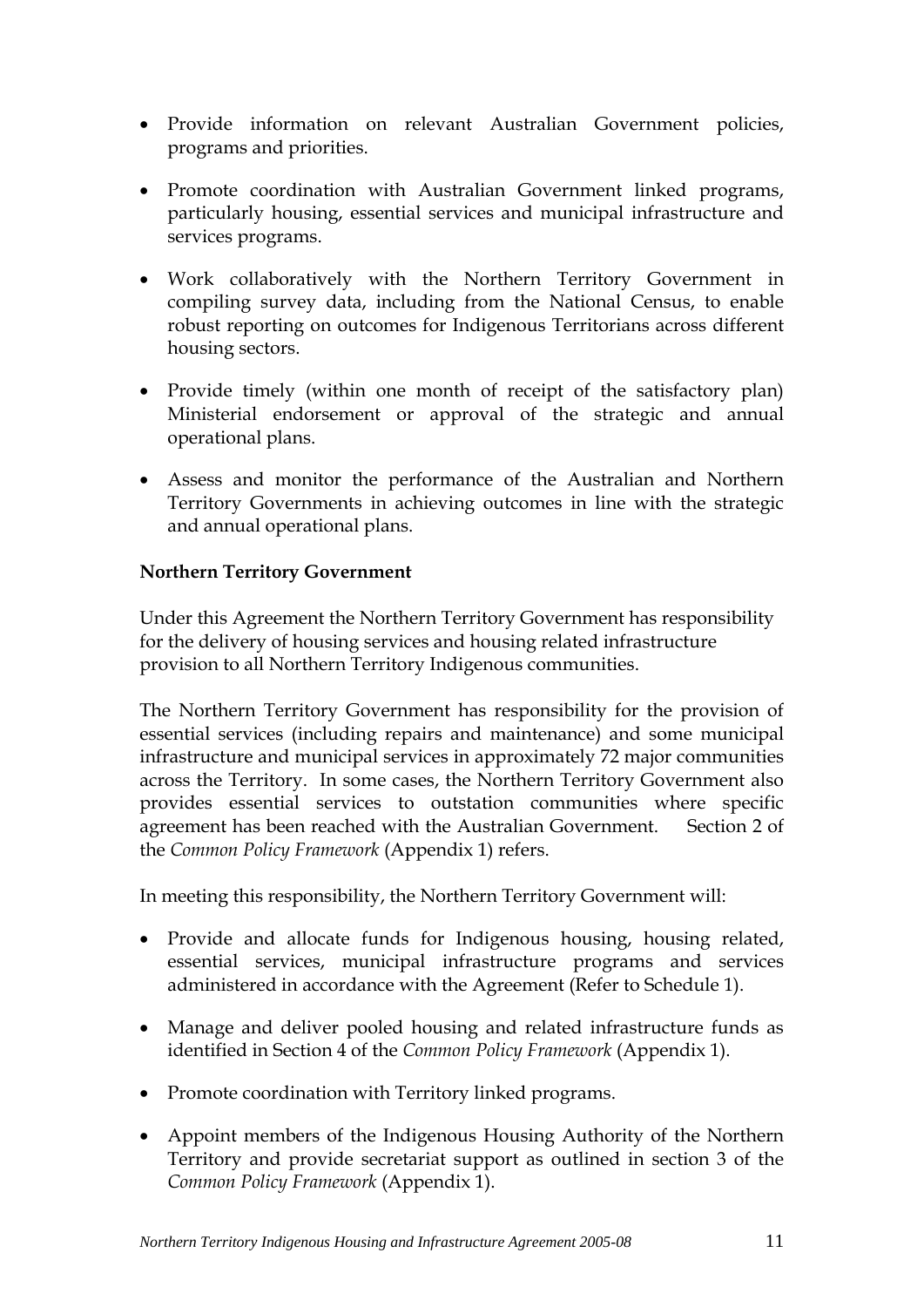- Provide information on relevant Australian Government policies, programs and priorities.

- Promote coordination with Australian Government linked programs, particularly housing, essential services and municipal infrastructure and services programs.

- Work collaboratively with the Northern Territory Government in compiling survey data, including from the National Census, to enable robust reporting on outcomes for Indigenous Territorians across different housing sectors.

- Provide timely (within one month of receipt of the satisfactory plan) Ministerial endorsement or approval of the strategic and annual operational plans.

- Assess and monitor the performance of the Australian and Northern Territory Governments in achieving outcomes in line with the strategic and annual operational plans.

**Northern Territory Government**

Under this Agreement the Northern Territory Government has responsibility for the delivery of housing services and housing related infrastructure provision to all Northern Territory Indigenous communities.

The Northern Territory Government has responsibility for the provision of essential services (including repairs and maintenance) and some municipal infrastructure and municipal services in approximately 72 major communities across the Territory. In some cases, the Northern Territory Government also provides essential services to outstation communities where specific agreement has been reached with the Australian Government. Section 2 of the *Common Policy Framework* (Appendix 1) refers.

In meeting this responsibility, the Northern Territory Government will:

- Provide and allocate funds for Indigenous housing, housing related, essential services, municipal infrastructure programs and services administered in accordance with the Agreement (Refer to Schedule 1).

- Manage and deliver pooled housing and related infrastructure funds as identified in Section 4 of the *Common Policy Framework* (Appendix 1).

- Promote coordination with Territory linked programs.

- Appoint members of the Indigenous Housing Authority of the Northern Territory and provide secretariat support as outlined in section 3 of the *Common Policy Framework* (Appendix 1).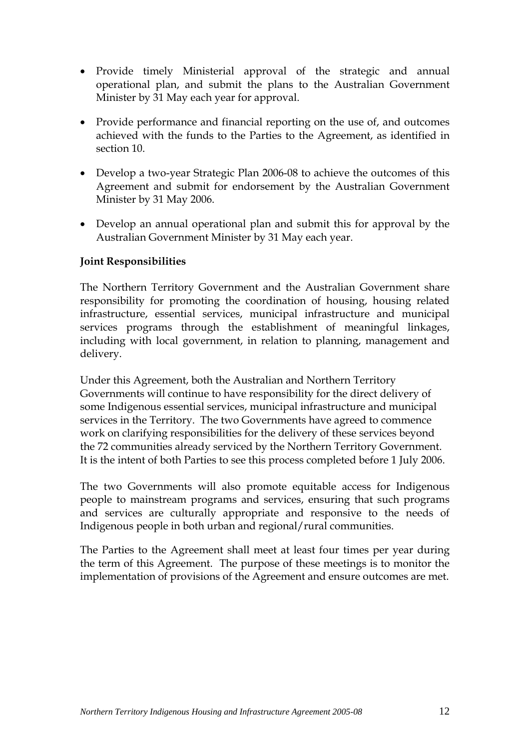- Provide timely Ministerial approval of the strategic and annual operational plan, and submit the plans to the Australian Government Minister by 31 May each year for approval.

- Provide performance and financial reporting on the use of, and outcomes achieved with the funds to the Parties to the Agreement, as identified in section 10.

- Develop a two-year Strategic Plan 2006-08 to achieve the outcomes of this Agreement and submit for endorsement by the Australian Government Minister by 31 May 2006.

- Develop an annual operational plan and submit this for approval by the Australian Government Minister by 31 May each year.

**Joint Responsibilities**

The Northern Territory Government and the Australian Government share responsibility for promoting the coordination of housing, housing related infrastructure, essential services, municipal infrastructure and municipal services programs through the establishment of meaningful linkages, including with local government, in relation to planning, management and delivery.

Under this Agreement, both the Australian and Northern Territory Governments will continue to have responsibility for the direct delivery of some Indigenous essential services, municipal infrastructure and municipal services in the Territory. The two Governments have agreed to commence work on clarifying responsibilities for the delivery of these services beyond the 72 communities already serviced by the Northern Territory Government. It is the intent of both Parties to see this process completed before 1 July 2006.

The two Governments will also promote equitable access for Indigenous people to mainstream programs and services, ensuring that such programs and services are culturally appropriate and responsive to the needs of Indigenous people in both urban and regional/rural communities.

The Parties to the Agreement shall meet at least four times per year during the term of this Agreement. The purpose of these meetings is to monitor the implementation of provisions of the Agreement and ensure outcomes are met.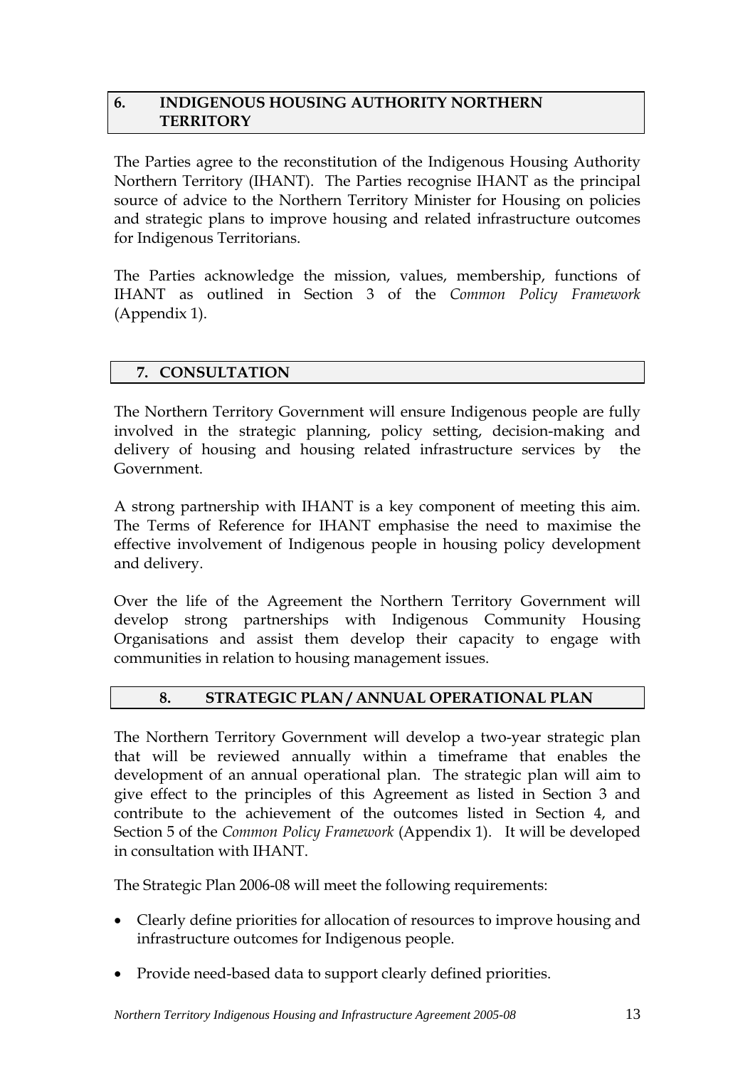## 6. INDIGENOUS HOUSING AUTHORITY NORTHERN TERRITORY

The Parties agree to the reconstitution of the Indigenous Housing Authority Northern Territory (IHANT). The Parties recognise IHANT as the principal source of advice to the Northern Territory Minister for Housing on policies and strategic plans to improve housing and related infrastructure outcomes for Indigenous Territorians.

The Parties acknowledge the mission, values, membership, functions of IHANT as outlined in Section 3 of the *Common Policy Framework* (Appendix 1).

## 7. CONSULTATION

The Northern Territory Government will ensure Indigenous people are fully involved in the strategic planning, policy setting, decision-making and delivery of housing and housing related infrastructure services by the Government.

A strong partnership with IHANT is a key component of meeting this aim. The Terms of Reference for IHANT emphasise the need to maximise the effective involvement of Indigenous people in housing policy development and delivery.

Over the life of the Agreement the Northern Territory Government will develop strong partnerships with Indigenous Community Housing Organisations and assist them develop their capacity to engage with communities in relation to housing management issues.

## 8. STRATEGIC PLAN / ANNUAL OPERATIONAL PLAN

The Northern Territory Government will develop a two-year strategic plan that will be reviewed annually within a timeframe that enables the development of an annual operational plan. The strategic plan will aim to give effect to the principles of this Agreement as listed in Section 3 and contribute to the achievement of the outcomes listed in Section 4, and Section 5 of the *Common Policy Framework* (Appendix 1). It will be developed in consultation with IHANT.

The Strategic Plan 2006-08 will meet the following requirements:

- Clearly define priorities for allocation of resources to improve housing and infrastructure outcomes for Indigenous people.
- Provide need-based data to support clearly defined priorities.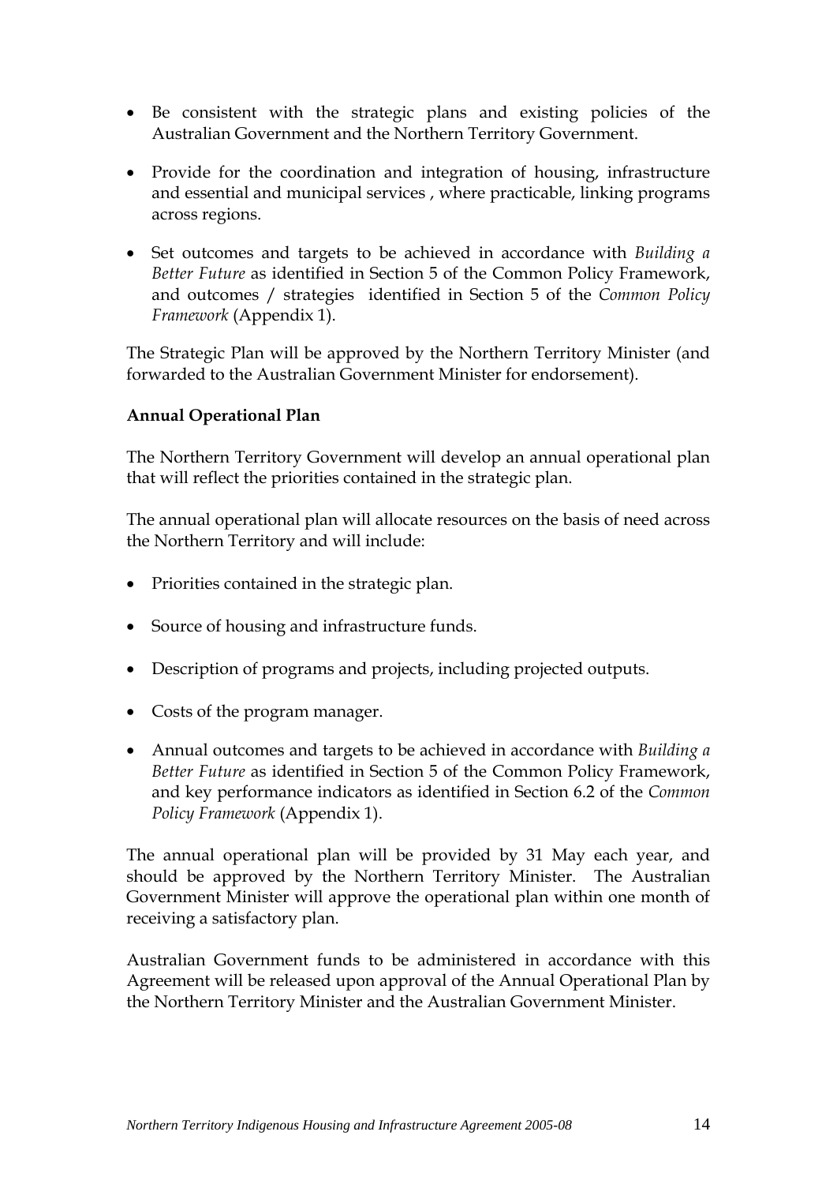- Be consistent with the strategic plans and existing policies of the Australian Government and the Northern Territory Government.
- Provide for the coordination and integration of housing, infrastructure and essential and municipal services , where practicable, linking programs across regions.
- Set outcomes and targets to be achieved in accordance with *Building a Better Future* as identified in Section 5 of the Common Policy Framework, and outcomes / strategies identified in Section 5 of the *Common Policy Framework* (Appendix 1).

The Strategic Plan will be approved by the Northern Territory Minister (and forwarded to the Australian Government Minister for endorsement).

**Annual Operational Plan**

The Northern Territory Government will develop an annual operational plan that will reflect the priorities contained in the strategic plan.

The annual operational plan will allocate resources on the basis of need across the Northern Territory and will include:

- Priorities contained in the strategic plan.
- Source of housing and infrastructure funds.
- Description of programs and projects, including projected outputs.
- Costs of the program manager.
- Annual outcomes and targets to be achieved in accordance with *Building a Better Future* as identified in Section 5 of the Common Policy Framework, and key performance indicators as identified in Section 6.2 of the *Common Policy Framework* (Appendix 1).

The annual operational plan will be provided by 31 May each year, and should be approved by the Northern Territory Minister. The Australian Government Minister will approve the operational plan within one month of receiving a satisfactory plan.

Australian Government funds to be administered in accordance with this Agreement will be released upon approval of the Annual Operational Plan by the Northern Territory Minister and the Australian Government Minister.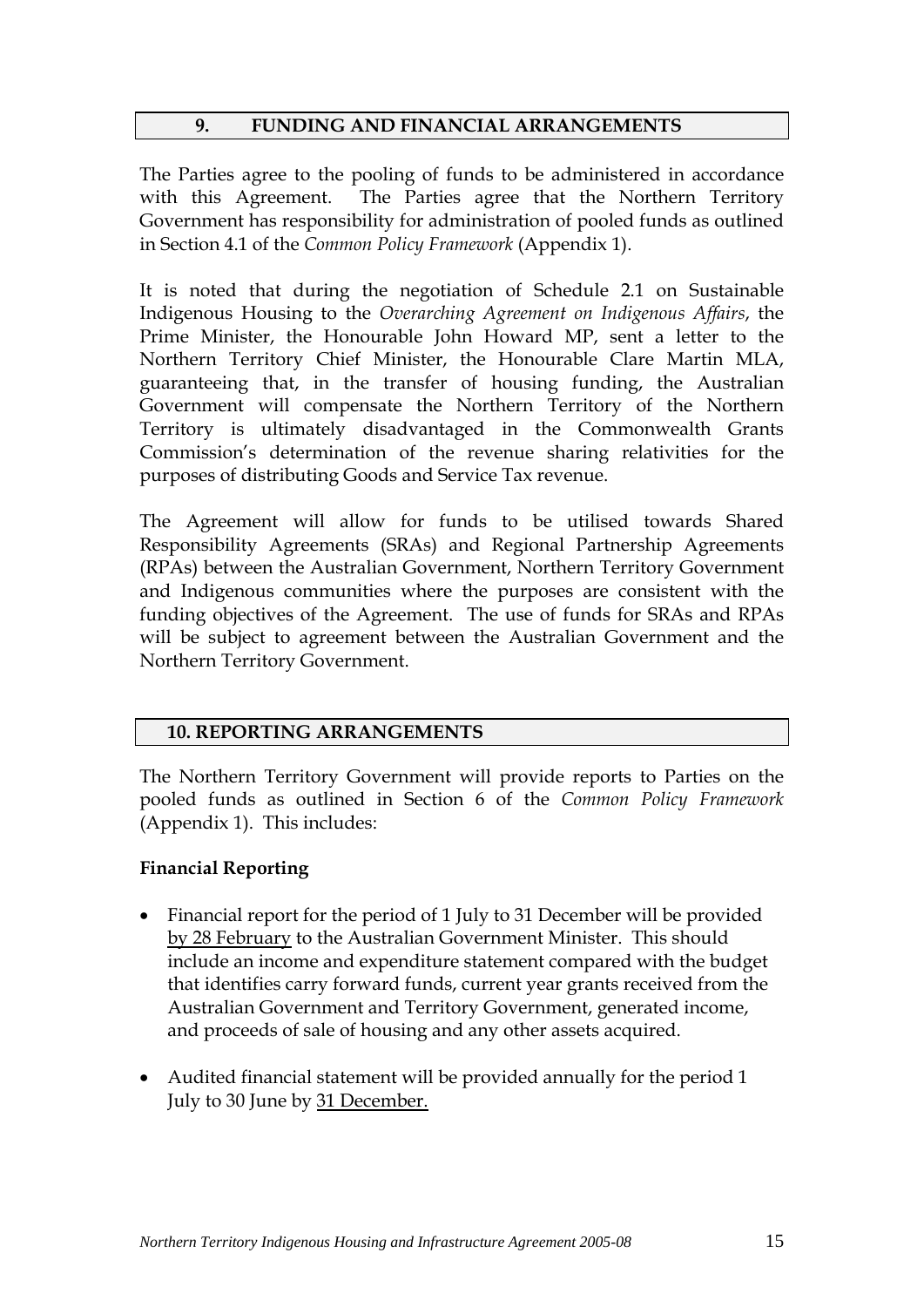## 9. FUNDING AND FINANCIAL ARRANGEMENTS

The Parties agree to the pooling of funds to be administered in accordance with this Agreement. The Parties agree that the Northern Territory Government has responsibility for administration of pooled funds as outlined in Section 4.1 of the *Common Policy Framework* (Appendix 1).

It is noted that during the negotiation of Schedule 2.1 on Sustainable Indigenous Housing to the *Overarching Agreement on Indigenous Affairs*, the Prime Minister, the Honourable John Howard MP, sent a letter to the Northern Territory Chief Minister, the Honourable Clare Martin MLA, guaranteeing that, in the transfer of housing funding, the Australian Government will compensate the Northern Territory of the Northern Territory is ultimately disadvantaged in the Commonwealth Grants Commission's determination of the revenue sharing relativities for the purposes of distributing Goods and Service Tax revenue.

The Agreement will allow for funds to be utilised towards Shared Responsibility Agreements (SRAs) and Regional Partnership Agreements (RPAs) between the Australian Government, Northern Territory Government and Indigenous communities where the purposes are consistent with the funding objectives of the Agreement. The use of funds for SRAs and RPAs will be subject to agreement between the Australian Government and the Northern Territory Government.

## 10. REPORTING ARRANGEMENTS

The Northern Territory Government will provide reports to Parties on the pooled funds as outlined in Section 6 of the *Common Policy Framework* (Appendix 1). This includes:

**Financial Reporting**

- Financial report for the period of 1 July to 31 December will be provided by 28 February to the Australian Government Minister. This should include an income and expenditure statement compared with the budget that identifies carry forward funds, current year grants received from the Australian Government and Territory Government, generated income, and proceeds of sale of housing and any other assets acquired.
- Audited financial statement will be provided annually for the period 1 July to 30 June by 31 December.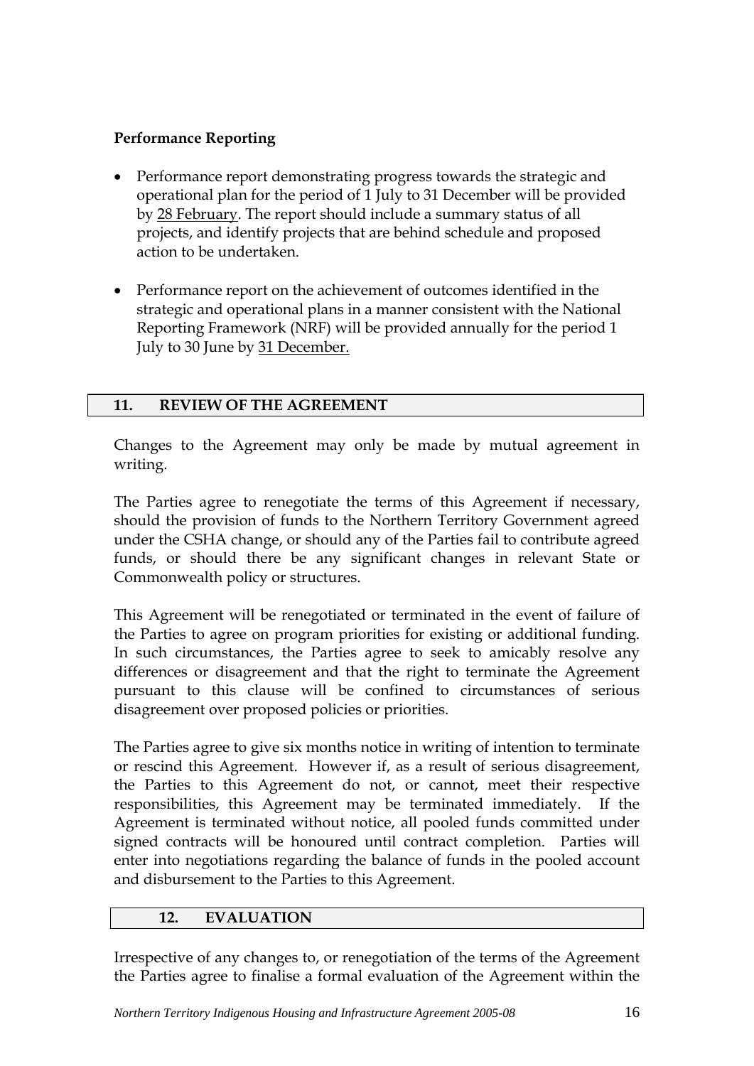**Performance Reporting**

- Performance report demonstrating progress towards the strategic and operational plan for the period of 1 July to 31 December will be provided by 28 February. The report should include a summary status of all projects, and identify projects that are behind schedule and proposed action to be undertaken.
- Performance report on the achievement of outcomes identified in the strategic and operational plans in a manner consistent with the National Reporting Framework (NRF) will be provided annually for the period 1 July to 30 June by 31 December.

## 11. REVIEW OF THE AGREEMENT

Changes to the Agreement may only be made by mutual agreement in writing.

The Parties agree to renegotiate the terms of this Agreement if necessary, should the provision of funds to the Northern Territory Government agreed under the CSHA change, or should any of the Parties fail to contribute agreed funds, or should there be any significant changes in relevant State or Commonwealth policy or structures.

This Agreement will be renegotiated or terminated in the event of failure of the Parties to agree on program priorities for existing or additional funding. In such circumstances, the Parties agree to seek to amicably resolve any differences or disagreement and that the right to terminate the Agreement pursuant to this clause will be confined to circumstances of serious disagreement over proposed policies or priorities.

The Parties agree to give six months notice in writing of intention to terminate or rescind this Agreement. However if, as a result of serious disagreement, the Parties to this Agreement do not, or cannot, meet their respective responsibilities, this Agreement may be terminated immediately. If the Agreement is terminated without notice, all pooled funds committed under signed contracts will be honoured until contract completion. Parties will enter into negotiations regarding the balance of funds in the pooled account and disbursement to the Parties to this Agreement.

## 12. EVALUATION

Irrespective of any changes to, or renegotiation of the terms of the Agreement the Parties agree to finalise a formal evaluation of the Agreement within the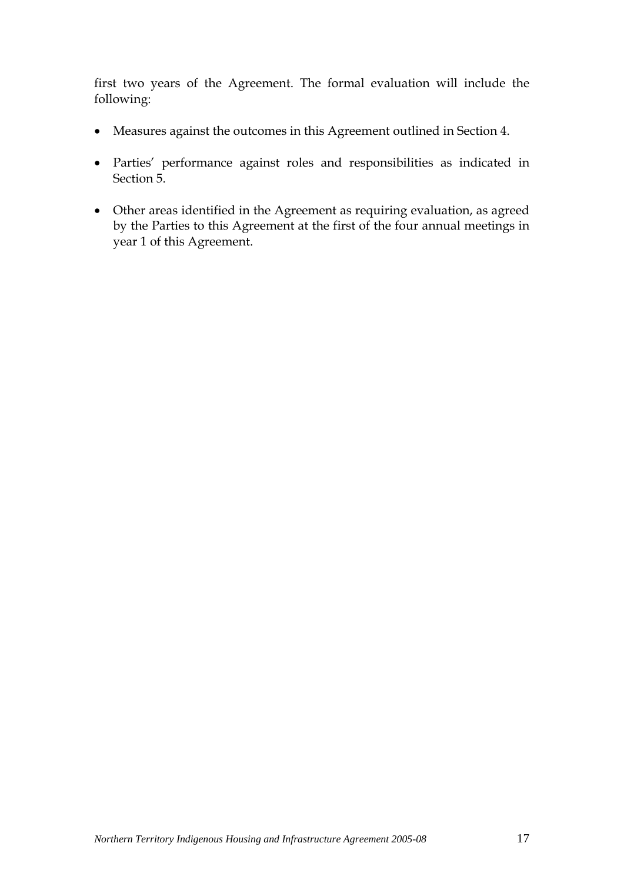first two years of the Agreement. The formal evaluation will include the following:

- Measures against the outcomes in this Agreement outlined in Section 4.
- Parties' performance against roles and responsibilities as indicated in Section 5.
- Other areas identified in the Agreement as requiring evaluation, as agreed by the Parties to this Agreement at the first of the four annual meetings in year 1 of this Agreement.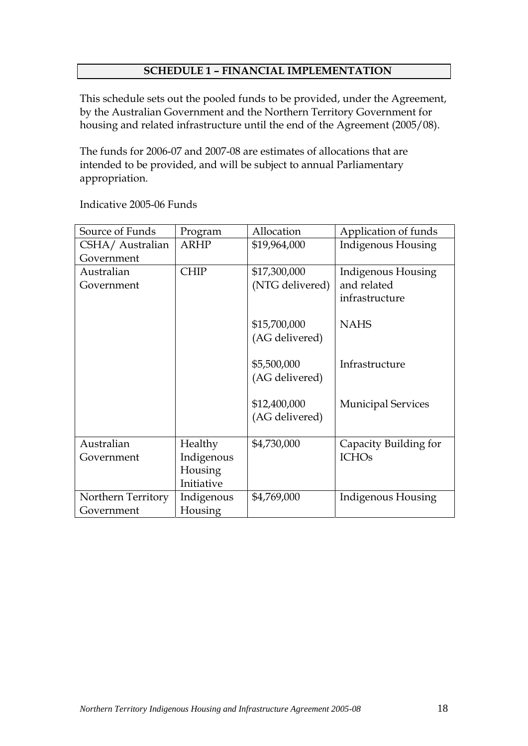## SCHEDULE 1 – FINANCIAL IMPLEMENTATION

This schedule sets out the pooled funds to be provided, under the Agreement, by the Australian Government and the Northern Territory Government for housing and related infrastructure until the end of the Agreement (2005/08).

The funds for 2006-07 and 2007-08 are estimates of allocations that are intended to be provided, and will be subject to annual Parliamentary appropriation.

Indicative 2005-06 Funds

| Source of Funds | Program | Allocation | Application of funds |
| --- | --- | --- | --- |
| CSHA/ Australian Government | ARHP | $19,964,000 | Indigenous Housing |
| Australian Government | CHIP | $17,300,000 (NTG delivered) | Indigenous Housing and related infrastructure |
| | | $15,700,000 (AG delivered) | NAHS |
| | | $5,500,000 (AG delivered) | Infrastructure |
| | | $12,400,000 (AG delivered) | Municipal Services |
| Australian Government | Healthy Indigenous Housing Initiative | $4,730,000 | Capacity Building for ICHOs |
| Northern Territory Government | Indigenous Housing | $4,769,000 | Indigenous Housing |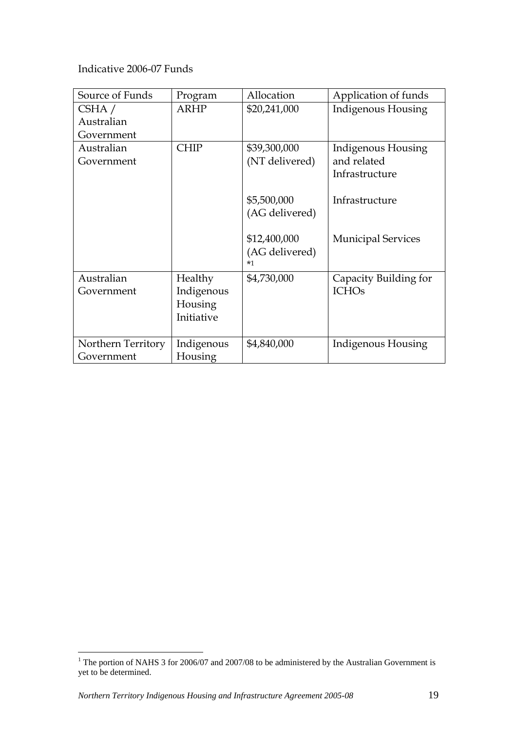Indicative 2006-07 Funds

| Source of Funds | Program | Allocation | Application of funds |
|---|---|---|---|
| CSHA / Australian Government | ARHP | \$20,241,000 | Indigenous Housing |
| Australian Government | CHIP | \$39,300,000 (NT delivered) | Indigenous Housing and related Infrastructure |
| | | \$5,500,000 (AG delivered) | Infrastructure |
| | | \$12,400,000 (AG delivered) *1 | Municipal Services |
| Australian Government | Healthy Indigenous Housing Initiative | \$4,730,000 | Capacity Building for ICHOs |
| Northern Territory Government | Indigenous Housing | \$4,840,000 | Indigenous Housing |

[1] The portion of NAHS 3 for 2006/07 and 2007/08 to be administered by the Australian Government is yet to be determined.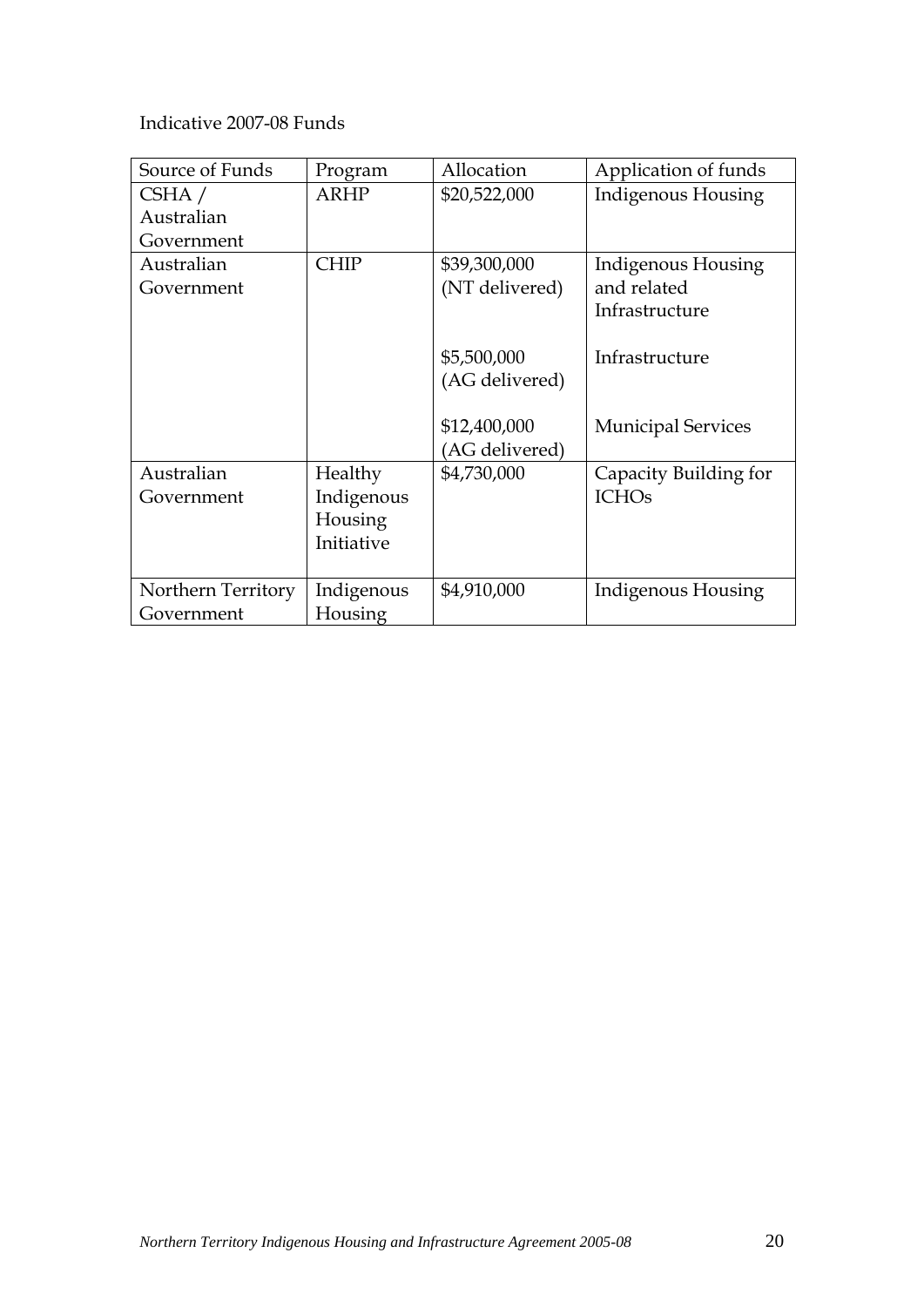Indicative 2007-08 Funds

| Source of Funds | Program | Allocation | Application of funds |
|---|---|---|---|
| CSHA / Australian Government | ARHP | \$20,522,000 | Indigenous Housing |
| Australian Government | CHIP | \$39,300,000 (NT delivered) | Indigenous Housing and related Infrastructure |
| | | \$5,500,000 (AG delivered) | Infrastructure |
| | | \$12,400,000 (AG delivered) | Municipal Services |
| Australian Government | Healthy Indigenous Housing Initiative | \$4,730,000 | Capacity Building for ICHOs |
| Northern Territory Government | Indigenous Housing | \$4,910,000 | Indigenous Housing |